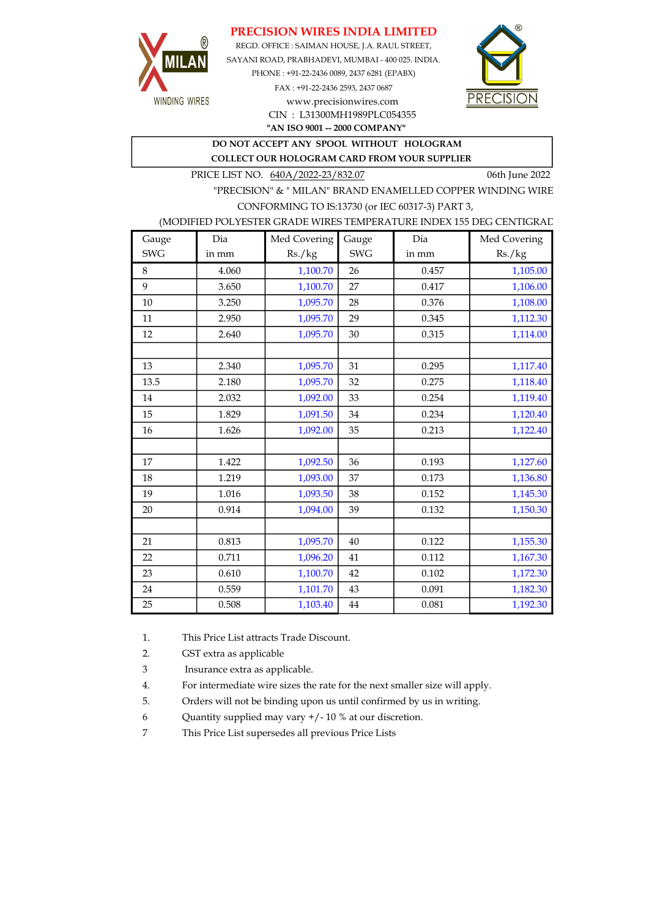# PRECISION WIRES INDIA LIMITED

REGD. OFFICE : SAIMAN HOUSE, J.A. RAUL STREET,
SAYANI ROAD, PRABHADEVI, MUMBAI - 400 025. INDIA.
PHONE : +91-22-2436 0089, 2437 6281 (EPABX)
FAX : +91-22-2436 2593, 2437 0687
www.precisionwires.com
CIN : L31300MH1989PLC054355

**"AN ISO 9001 -- 2000 COMPANY"**

**DO NOT ACCEPT ANY SPOOL WITHOUT HOLOGRAM**
**COLLECT OUR HOLOGRAM CARD FROM YOUR SUPPLIER**

PRICE LIST NO. 640A/2022-23/832.07 06th June 2022

"PRECISION" & " MILAN" BRAND ENAMELLED COPPER WINDING WIRE
CONFORMING TO IS:13730 (or IEC 60317-3) PART 3,
(MODIFIED POLYESTER GRADE WIRES TEMPERATURE INDEX 155 DEG CENTIGRAD

| Gauge SWG | Dia in mm | Med Covering Rs./kg | Gauge SWG | Dia in mm | Med Covering Rs./kg |
|---|---|---|---|---|---|
| 8 | 4.060 | 1,100.70 | 26 | 0.457 | 1,105.00 |
| 9 | 3.650 | 1,100.70 | 27 | 0.417 | 1,106.00 |
| 10 | 3.250 | 1,095.70 | 28 | 0.376 | 1,108.00 |
| 11 | 2.950 | 1,095.70 | 29 | 0.345 | 1,112.30 |
| 12 | 2.640 | 1,095.70 | 30 | 0.315 | 1,114.00 |
| | | | | | |
| 13 | 2.340 | 1,095.70 | 31 | 0.295 | 1,117.40 |
| 13.5 | 2.180 | 1,095.70 | 32 | 0.275 | 1,118.40 |
| 14 | 2.032 | 1,092.00 | 33 | 0.254 | 1,119.40 |
| 15 | 1.829 | 1,091.50 | 34 | 0.234 | 1,120.40 |
| 16 | 1.626 | 1,092.00 | 35 | 0.213 | 1,122.40 |
| | | | | | |
| 17 | 1.422 | 1,092.50 | 36 | 0.193 | 1,127.60 |
| 18 | 1.219 | 1,093.00 | 37 | 0.173 | 1,136.80 |
| 19 | 1.016 | 1,093.50 | 38 | 0.152 | 1,145.30 |
| 20 | 0.914 | 1,094.00 | 39 | 0.132 | 1,150.30 |
| | | | | | |
| 21 | 0.813 | 1,095.70 | 40 | 0.122 | 1,155.30 |
| 22 | 0.711 | 1,096.20 | 41 | 0.112 | 1,167.30 |
| 23 | 0.610 | 1,100.70 | 42 | 0.102 | 1,172.30 |
| 24 | 0.559 | 1,101.70 | 43 | 0.091 | 1,182.30 |
| 25 | 0.508 | 1,103.40 | 44 | 0.081 | 1,192.30 |

1. This Price List attracts Trade Discount.
2. GST extra as applicable
3 Insurance extra as applicable.
4. For intermediate wire sizes the rate for the next smaller size will apply.
5. Orders will not be binding upon us until confirmed by us in writing.
6 Quantity supplied may vary +/- 10 % at our discretion.
7 This Price List supersedes all previous Price Lists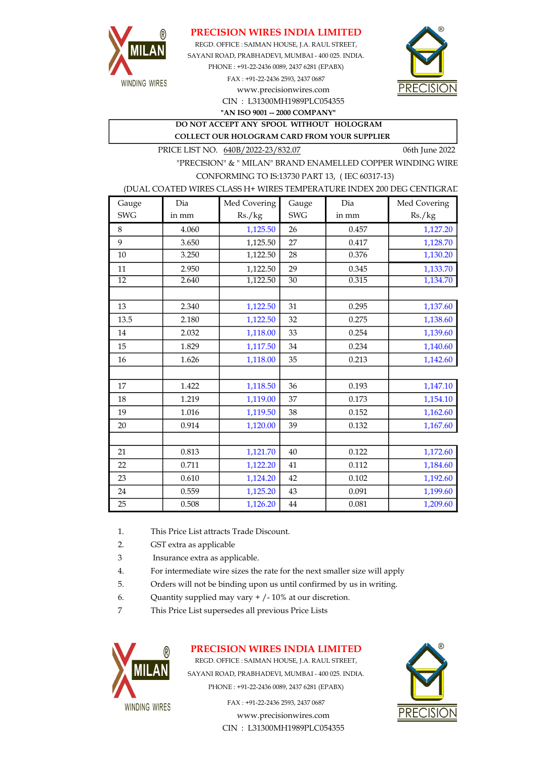**PRECISION WIRES INDIA LIMITED**

REGD. OFFICE : SAIMAN HOUSE, J.A. RAUL STREET,
SAYANI ROAD, PRABHADEVI, MUMBAI - 400 025. INDIA.
PHONE : +91-22-2436 0089, 2437 6281 (EPABX)
FAX : +91-22-2436 2593, 2437 0687
www.precisionwires.com
CIN : L31300MH1989PLC054355
**"AN ISO 9001 -- 2000 COMPANY"**

**DO NOT ACCEPT ANY SPOOL WITHOUT HOLOGRAM**
**COLLECT OUR HOLOGRAM CARD FROM YOUR SUPPLIER**

PRICE LIST NO. 640B/2022-23/832.07 06th June 2022

"PRECISION" & " MILAN" BRAND ENAMELLED COPPER WINDING WIRE
CONFORMING TO IS:13730 PART 13, ( IEC 60317-13)
(DUAL COATED WIRES CLASS H+ WIRES TEMPERATURE INDEX 200 DEG CENTIGRAD

| Gauge SWG | Dia in mm | Med Covering Rs./kg | Gauge SWG | Dia in mm | Med Covering Rs./kg |
|---|---|---|---|---|---|
| 8 | 4.060 | 1,125.50 | 26 | 0.457 | 1,127.20 |
| 9 | 3.650 | 1,125.50 | 27 | 0.417 | 1,128.70 |
| 10 | 3.250 | 1,122.50 | 28 | 0.376 | 1,130.20 |
| 11 | 2.950 | 1,122.50 | 29 | 0.345 | 1,133.70 |
| 12 | 2.640 | 1,122.50 | 30 | 0.315 | 1,134.70 |
| | | | | | |
| 13 | 2.340 | 1,122.50 | 31 | 0.295 | 1,137.60 |
| 13.5 | 2.180 | 1,122.50 | 32 | 0.275 | 1,138.60 |
| 14 | 2.032 | 1,118.00 | 33 | 0.254 | 1,139.60 |
| 15 | 1.829 | 1,117.50 | 34 | 0.234 | 1,140.60 |
| 16 | 1.626 | 1,118.00 | 35 | 0.213 | 1,142.60 |
| | | | | | |
| 17 | 1.422 | 1,118.50 | 36 | 0.193 | 1,147.10 |
| 18 | 1.219 | 1,119.00 | 37 | 0.173 | 1,154.10 |
| 19 | 1.016 | 1,119.50 | 38 | 0.152 | 1,162.60 |
| 20 | 0.914 | 1,120.00 | 39 | 0.132 | 1,167.60 |
| | | | | | |
| 21 | 0.813 | 1,121.70 | 40 | 0.122 | 1,172.60 |
| 22 | 0.711 | 1,122.20 | 41 | 0.112 | 1,184.60 |
| 23 | 0.610 | 1,124.20 | 42 | 0.102 | 1,192.60 |
| 24 | 0.559 | 1,125.20 | 43 | 0.091 | 1,199.60 |
| 25 | 0.508 | 1,126.20 | 44 | 0.081 | 1,209.60 |

1. This Price List attracts Trade Discount.
2. GST extra as applicable
3. Insurance extra as applicable.
4. For intermediate wire sizes the rate for the next smaller size will apply
5. Orders will not be binding upon us until confirmed by us in writing.
6. Quantity supplied may vary + /- 10% at our discretion.
7. This Price List supersedes all previous Price Lists

**PRECISION WIRES INDIA LIMITED**

REGD. OFFICE : SAIMAN HOUSE, J.A. RAUL STREET,
SAYANI ROAD, PRABHADEVI, MUMBAI - 400 025. INDIA.
PHONE : +91-22-2436 0089, 2437 6281 (EPABX)
FAX : +91-22-2436 2593, 2437 0687
www.precisionwires.com
CIN : L31300MH1989PLC054355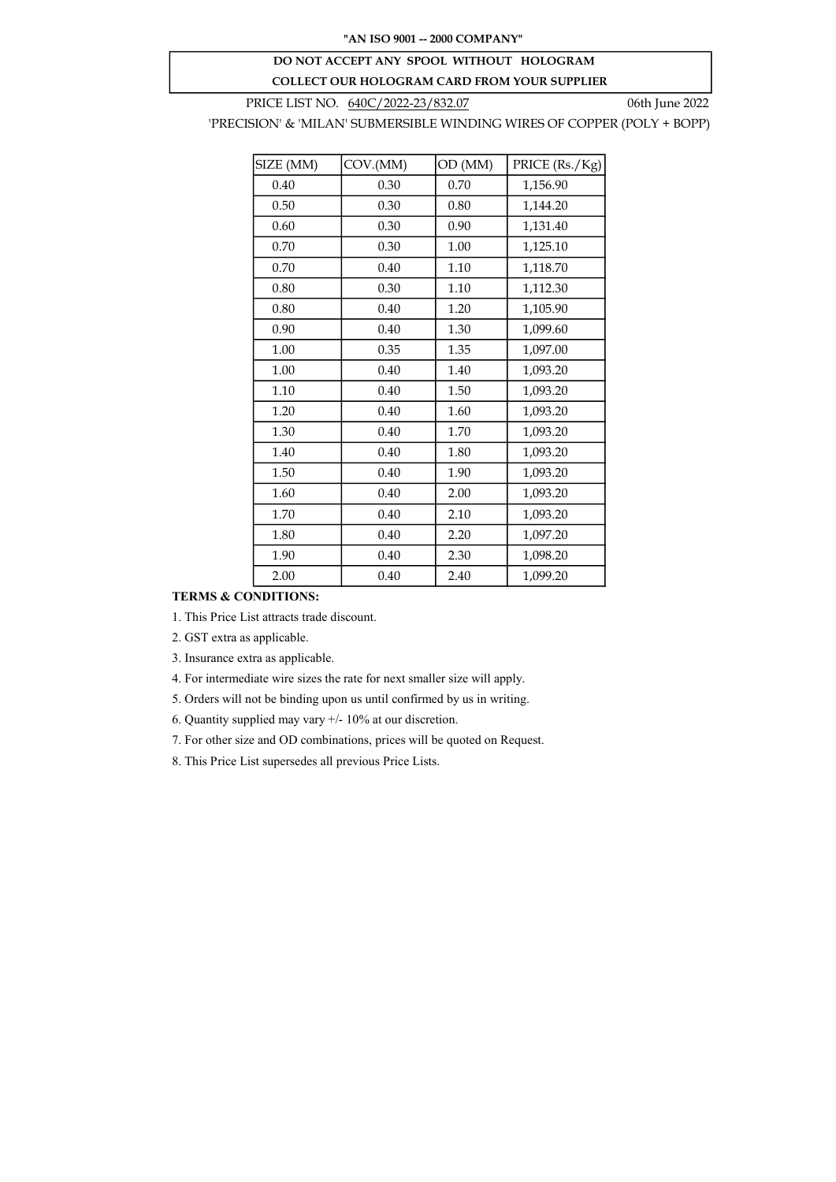**"AN ISO 9001 -- 2000 COMPANY"**

**DO NOT ACCEPT ANY SPOOL WITHOUT HOLOGRAM**

**COLLECT OUR HOLOGRAM CARD FROM YOUR SUPPLIER**

PRICE LIST NO. 640C/2022-23/832.07 06th June 2022

'PRECISION' & 'MILAN' SUBMERSIBLE WINDING WIRES OF COPPER (POLY + BOPP)

| SIZE (MM) | COV.(MM) | OD (MM) | PRICE (Rs./Kg) |
|---|---|---|---|
| 0.40 | 0.30 | 0.70 | 1,156.90 |
| 0.50 | 0.30 | 0.80 | 1,144.20 |
| 0.60 | 0.30 | 0.90 | 1,131.40 |
| 0.70 | 0.30 | 1.00 | 1,125.10 |
| 0.70 | 0.40 | 1.10 | 1,118.70 |
| 0.80 | 0.30 | 1.10 | 1,112.30 |
| 0.80 | 0.40 | 1.20 | 1,105.90 |
| 0.90 | 0.40 | 1.30 | 1,099.60 |
| 1.00 | 0.35 | 1.35 | 1,097.00 |
| 1.00 | 0.40 | 1.40 | 1,093.20 |
| 1.10 | 0.40 | 1.50 | 1,093.20 |
| 1.20 | 0.40 | 1.60 | 1,093.20 |
| 1.30 | 0.40 | 1.70 | 1,093.20 |
| 1.40 | 0.40 | 1.80 | 1,093.20 |
| 1.50 | 0.40 | 1.90 | 1,093.20 |
| 1.60 | 0.40 | 2.00 | 1,093.20 |
| 1.70 | 0.40 | 2.10 | 1,093.20 |
| 1.80 | 0.40 | 2.20 | 1,097.20 |
| 1.90 | 0.40 | 2.30 | 1,098.20 |
| 2.00 | 0.40 | 2.40 | 1,099.20 |

**TERMS & CONDITIONS:**

1. This Price List attracts trade discount.
2. GST extra as applicable.
3. Insurance extra as applicable.
4. For intermediate wire sizes the rate for next smaller size will apply.
5. Orders will not be binding upon us until confirmed by us in writing.
6. Quantity supplied may vary +/- 10% at our discretion.
7. For other size and OD combinations, prices will be quoted on Request.
8. This Price List supersedes all previous Price Lists.